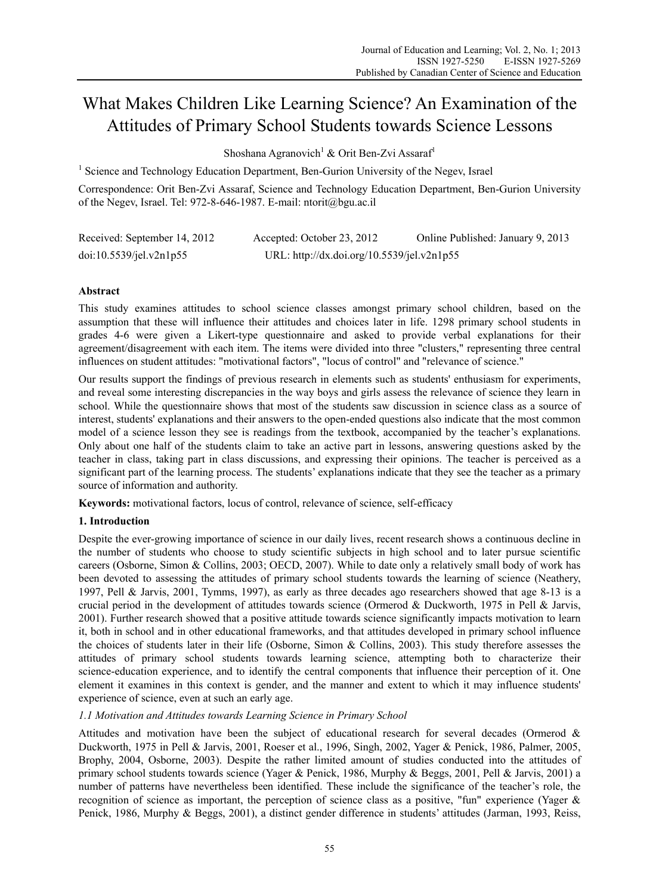# What Makes Children Like Learning Science? An Examination of the Attitudes of Primary School Students towards Science Lessons

Shoshana Agranovich[1] & Orit Ben-Zvi Assaraf[1]

[1] Science and Technology Education Department, Ben-Gurion University of the Negev, Israel

Correspondence: Orit Ben-Zvi Assaraf, Science and Technology Education Department, Ben-Gurion University of the Negev, Israel. Tel: 972-8-646-1987. E-mail: ntorit@bgu.ac.il

Received: September 14, 2012 Accepted: October 23, 2012 Online Published: January 9, 2013

doi:10.5539/jel.v2n1p55 URL: http://dx.doi.org/10.5539/jel.v2n1p55

## Abstract

This study examines attitudes to school science classes amongst primary school children, based on the assumption that these will influence their attitudes and choices later in life. 1298 primary school students in grades 4-6 were given a Likert-type questionnaire and asked to provide verbal explanations for their agreement/disagreement with each item. The items were divided into three "clusters," representing three central influences on student attitudes: "motivational factors", "locus of control" and "relevance of science."

Our results support the findings of previous research in elements such as students' enthusiasm for experiments, and reveal some interesting discrepancies in the way boys and girls assess the relevance of science they learn in school. While the questionnaire shows that most of the students saw discussion in science class as a source of interest, students' explanations and their answers to the open-ended questions also indicate that the most common model of a science lesson they see is readings from the textbook, accompanied by the teacher's explanations. Only about one half of the students claim to take an active part in lessons, answering questions asked by the teacher in class, taking part in class discussions, and expressing their opinions. The teacher is perceived as a significant part of the learning process. The students' explanations indicate that they see the teacher as a primary source of information and authority.

**Keywords:** motivational factors, locus of control, relevance of science, self-efficacy

## 1. Introduction

Despite the ever-growing importance of science in our daily lives, recent research shows a continuous decline in the number of students who choose to study scientific subjects in high school and to later pursue scientific careers (Osborne, Simon & Collins, 2003; OECD, 2007). While to date only a relatively small body of work has been devoted to assessing the attitudes of primary school students towards the learning of science (Neathery, 1997, Pell & Jarvis, 2001, Tymms, 1997), as early as three decades ago researchers showed that age 8-13 is a crucial period in the development of attitudes towards science (Ormerod & Duckworth, 1975 in Pell & Jarvis, 2001). Further research showed that a positive attitude towards science significantly impacts motivation to learn it, both in school and in other educational frameworks, and that attitudes developed in primary school influence the choices of students later in their life (Osborne, Simon & Collins, 2003). This study therefore assesses the attitudes of primary school students towards learning science, attempting both to characterize their science-education experience, and to identify the central components that influence their perception of it. One element it examines in this context is gender, and the manner and extent to which it may influence students' experience of science, even at such an early age.

### *1.1 Motivation and Attitudes towards Learning Science in Primary School*

Attitudes and motivation have been the subject of educational research for several decades (Ormerod & Duckworth, 1975 in Pell & Jarvis, 2001, Roeser et al., 1996, Singh, 2002, Yager & Penick, 1986, Palmer, 2005, Brophy, 2004, Osborne, 2003). Despite the rather limited amount of studies conducted into the attitudes of primary school students towards science (Yager & Penick, 1986, Murphy & Beggs, 2001, Pell & Jarvis, 2001) a number of patterns have nevertheless been identified. These include the significance of the teacher's role, the recognition of science as important, the perception of science class as a positive, "fun" experience (Yager & Penick, 1986, Murphy & Beggs, 2001), a distinct gender difference in students' attitudes (Jarman, 1993, Reiss,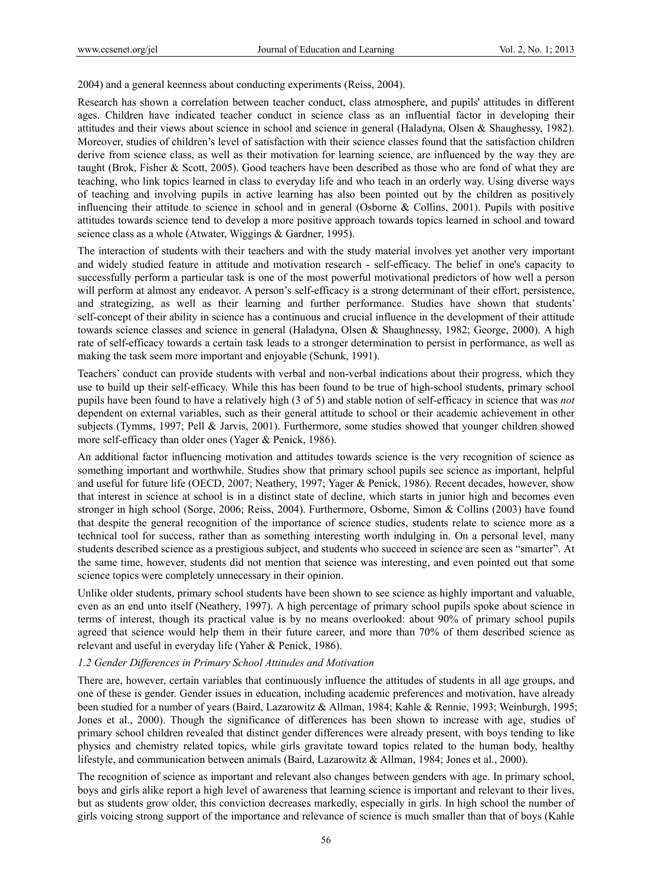2004) and a general keenness about conducting experiments (Reiss, 2004).

Research has shown a correlation between teacher conduct, class atmosphere, and pupils' attitudes in different ages. Children have indicated teacher conduct in science class as an influential factor in developing their attitudes and their views about science in school and science in general (Haladyna, Olsen & Shaughessy, 1982). Moreover, studies of children's level of satisfaction with their science classes found that the satisfaction children derive from science class, as well as their motivation for learning science, are influenced by the way they are taught (Brok, Fisher & Scott, 2005). Good teachers have been described as those who are fond of what they are teaching, who link topics learned in class to everyday life and who teach in an orderly way. Using diverse ways of teaching and involving pupils in active learning has also been pointed out by the children as positively influencing their attitude to science in school and in general (Osborne & Collins, 2001). Pupils with positive attitudes towards science tend to develop a more positive approach towards topics learned in school and toward science class as a whole (Atwater, Wiggings & Gardner, 1995).

The interaction of students with their teachers and with the study material involves yet another very important and widely studied feature in attitude and motivation research - self-efficacy. The belief in one's capacity to successfully perform a particular task is one of the most powerful motivational predictors of how well a person will perform at almost any endeavor. A person's self-efficacy is a strong determinant of their effort, persistence, and strategizing, as well as their learning and further performance. Studies have shown that students' self-concept of their ability in science has a continuous and crucial influence in the development of their attitude towards science classes and science in general (Haladyna, Olsen & Shaughnessy, 1982; George, 2000). A high rate of self-efficacy towards a certain task leads to a stronger determination to persist in performance, as well as making the task seem more important and enjoyable (Schunk, 1991).

Teachers' conduct can provide students with verbal and non-verbal indications about their progress, which they use to build up their self-efficacy. While this has been found to be true of high-school students, primary school pupils have been found to have a relatively high (3 of 5) and stable notion of self-efficacy in science that was *not* dependent on external variables, such as their general attitude to school or their academic achievement in other subjects (Tymms, 1997; Pell & Jarvis, 2001). Furthermore, some studies showed that younger children showed more self-efficacy than older ones (Yager & Penick, 1986).

An additional factor influencing motivation and attitudes towards science is the very recognition of science as something important and worthwhile. Studies show that primary school pupils see science as important, helpful and useful for future life (OECD, 2007; Neathery, 1997; Yager & Penick, 1986). Recent decades, however, show that interest in science at school is in a distinct state of decline, which starts in junior high and becomes even stronger in high school (Sorge, 2006; Reiss, 2004). Furthermore, Osborne, Simon & Collins (2003) have found that despite the general recognition of the importance of science studies, students relate to science more as a technical tool for success, rather than as something interesting worth indulging in. On a personal level, many students described science as a prestigious subject, and students who succeed in science are seen as "smarter". At the same time, however, students did not mention that science was interesting, and even pointed out that some science topics were completely unnecessary in their opinion.

Unlike older students, primary school students have been shown to see science as highly important and valuable, even as an end unto itself (Neathery, 1997). A high percentage of primary school pupils spoke about science in terms of interest, though its practical value is by no means overlooked: about 90% of primary school pupils agreed that science would help them in their future career, and more than 70% of them described science as relevant and useful in everyday life (Yaher & Penick, 1986).

### *1.2 Gender Differences in Primary School Attitudes and Motivation*

There are, however, certain variables that continuously influence the attitudes of students in all age groups, and one of these is gender. Gender issues in education, including academic preferences and motivation, have already been studied for a number of years (Baird, Lazarowitz & Allman, 1984; Kahle & Rennie, 1993; Weinburgh, 1995; Jones et al., 2000). Though the significance of differences has been shown to increase with age, studies of primary school children revealed that distinct gender differences were already present, with boys tending to like physics and chemistry related topics, while girls gravitate toward topics related to the human body, healthy lifestyle, and communication between animals (Baird, Lazarowitz & Allman, 1984; Jones et al., 2000).

The recognition of science as important and relevant also changes between genders with age. In primary school, boys and girls alike report a high level of awareness that learning science is important and relevant to their lives, but as students grow older, this conviction decreases markedly, especially in girls. In high school the number of girls voicing strong support of the importance and relevance of science is much smaller than that of boys (Kahle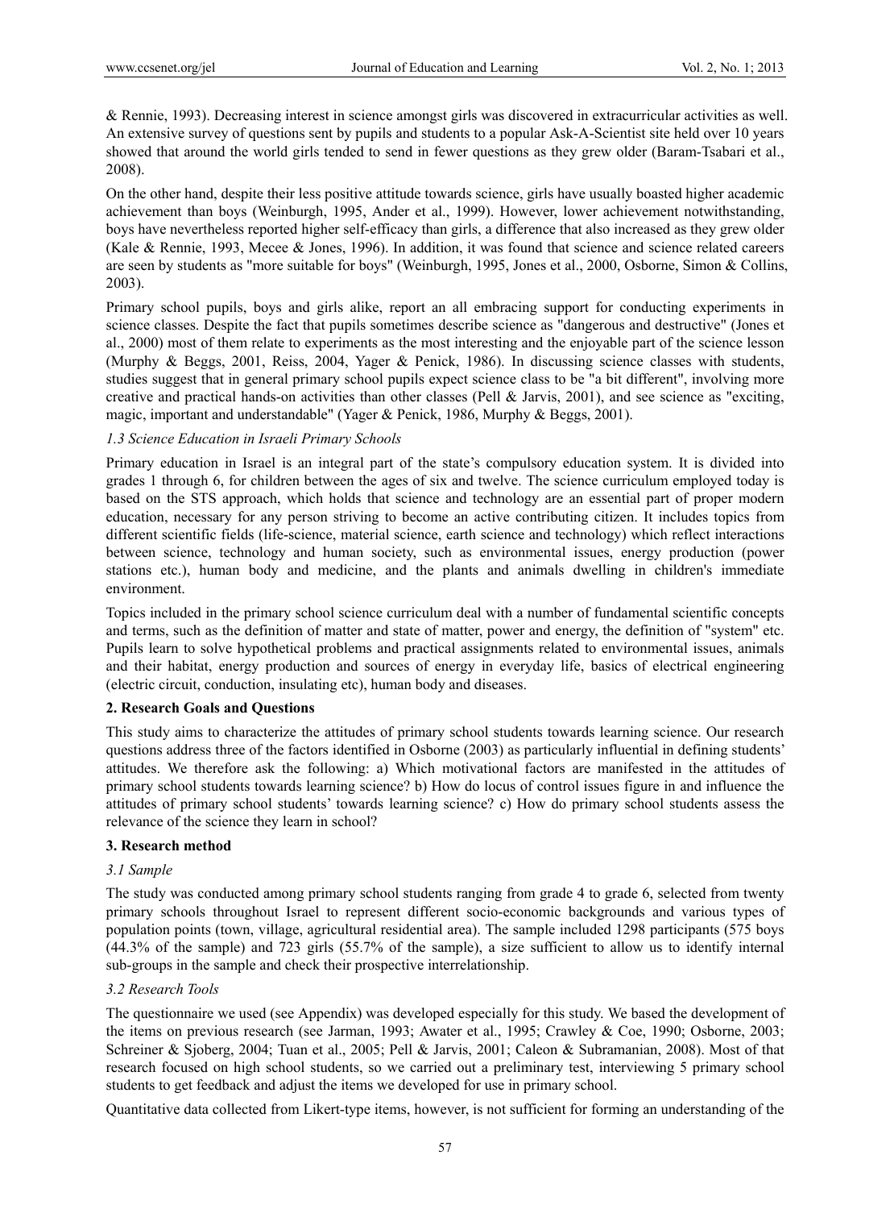& Rennie, 1993). Decreasing interest in science amongst girls was discovered in extracurricular activities as well. An extensive survey of questions sent by pupils and students to a popular Ask-A-Scientist site held over 10 years showed that around the world girls tended to send in fewer questions as they grew older (Baram-Tsabari et al., 2008).

On the other hand, despite their less positive attitude towards science, girls have usually boasted higher academic achievement than boys (Weinburgh, 1995, Ander et al., 1999). However, lower achievement notwithstanding, boys have nevertheless reported higher self-efficacy than girls, a difference that also increased as they grew older (Kale & Rennie, 1993, Mecee & Jones, 1996). In addition, it was found that science and science related careers are seen by students as "more suitable for boys" (Weinburgh, 1995, Jones et al., 2000, Osborne, Simon & Collins, 2003).

Primary school pupils, boys and girls alike, report an all embracing support for conducting experiments in science classes. Despite the fact that pupils sometimes describe science as "dangerous and destructive" (Jones et al., 2000) most of them relate to experiments as the most interesting and the enjoyable part of the science lesson (Murphy & Beggs, 2001, Reiss, 2004, Yager & Penick, 1986). In discussing science classes with students, studies suggest that in general primary school pupils expect science class to be "a bit different", involving more creative and practical hands-on activities than other classes (Pell & Jarvis, 2001), and see science as "exciting, magic, important and understandable" (Yager & Penick, 1986, Murphy & Beggs, 2001).

### *1.3 Science Education in Israeli Primary Schools*

Primary education in Israel is an integral part of the state's compulsory education system. It is divided into grades 1 through 6, for children between the ages of six and twelve. The science curriculum employed today is based on the STS approach, which holds that science and technology are an essential part of proper modern education, necessary for any person striving to become an active contributing citizen. It includes topics from different scientific fields (life-science, material science, earth science and technology) which reflect interactions between science, technology and human society, such as environmental issues, energy production (power stations etc.), human body and medicine, and the plants and animals dwelling in children's immediate environment.

Topics included in the primary school science curriculum deal with a number of fundamental scientific concepts and terms, such as the definition of matter and state of matter, power and energy, the definition of "system" etc. Pupils learn to solve hypothetical problems and practical assignments related to environmental issues, animals and their habitat, energy production and sources of energy in everyday life, basics of electrical engineering (electric circuit, conduction, insulating etc), human body and diseases.

## **2. Research Goals and Questions**

This study aims to characterize the attitudes of primary school students towards learning science. Our research questions address three of the factors identified in Osborne (2003) as particularly influential in defining students' attitudes. We therefore ask the following: a) Which motivational factors are manifested in the attitudes of primary school students towards learning science? b) How do locus of control issues figure in and influence the attitudes of primary school students' towards learning science? c) How do primary school students assess the relevance of the science they learn in school?

## **3. Research method**

### *3.1 Sample*

The study was conducted among primary school students ranging from grade 4 to grade 6, selected from twenty primary schools throughout Israel to represent different socio-economic backgrounds and various types of population points (town, village, agricultural residential area). The sample included 1298 participants (575 boys (44.3% of the sample) and 723 girls (55.7% of the sample), a size sufficient to allow us to identify internal sub-groups in the sample and check their prospective interrelationship.

### *3.2 Research Tools*

The questionnaire we used (see Appendix) was developed especially for this study. We based the development of the items on previous research (see Jarman, 1993; Awater et al., 1995; Crawley & Coe, 1990; Osborne, 2003; Schreiner & Sjoberg, 2004; Tuan et al., 2005; Pell & Jarvis, 2001; Caleon & Subramanian, 2008). Most of that research focused on high school students, so we carried out a preliminary test, interviewing 5 primary school students to get feedback and adjust the items we developed for use in primary school.

Quantitative data collected from Likert-type items, however, is not sufficient for forming an understanding of the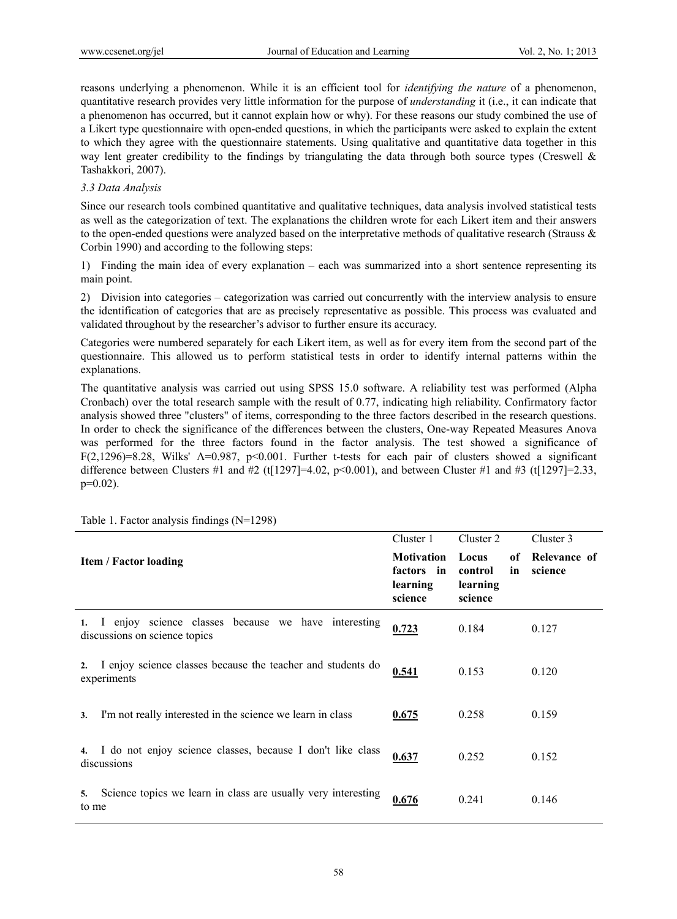reasons underlying a phenomenon. While it is an efficient tool for *identifying the nature* of a phenomenon, quantitative research provides very little information for the purpose of *understanding* it (i.e., it can indicate that a phenomenon has occurred, but it cannot explain how or why). For these reasons our study combined the use of a Likert type questionnaire with open-ended questions, in which the participants were asked to explain the extent to which they agree with the questionnaire statements. Using qualitative and quantitative data together in this way lent greater credibility to the findings by triangulating the data through both source types (Creswell & Tashakkori, 2007).

### *3.3 Data Analysis*

Since our research tools combined quantitative and qualitative techniques, data analysis involved statistical tests as well as the categorization of text. The explanations the children wrote for each Likert item and their answers to the open-ended questions were analyzed based on the interpretative methods of qualitative research (Strauss & Corbin 1990) and according to the following steps:

1) Finding the main idea of every explanation – each was summarized into a short sentence representing its main point.

2) Division into categories – categorization was carried out concurrently with the interview analysis to ensure the identification of categories that are as precisely representative as possible. This process was evaluated and validated throughout by the researcher's advisor to further ensure its accuracy.

Categories were numbered separately for each Likert item, as well as for every item from the second part of the questionnaire. This allowed us to perform statistical tests in order to identify internal patterns within the explanations.

The quantitative analysis was carried out using SPSS 15.0 software. A reliability test was performed (Alpha Cronbach) over the total research sample with the result of 0.77, indicating high reliability. Confirmatory factor analysis showed three "clusters" of items, corresponding to the three factors described in the research questions. In order to check the significance of the differences between the clusters, One-way Repeated Measures Anova was performed for the three factors found in the factor analysis. The test showed a significance of $F(2,1296)=8.28$, Wilks' $\Lambda=0.987$, $p<0.001$. Further t-tests for each pair of clusters showed a significant difference between Clusters #1 and #2 ($t[1297]=4.02$, $p<0.001$), and between Cluster #1 and #3 ($t[1297]=2.33$, $p=0.02$).

Table 1. Factor analysis findings (N=1298)

| Item / Factor loading | Cluster 1 **Motivation factors in learning science** | Cluster 2 **Locus of control in learning science** | Cluster 3 **Relevance of science** |
|---|---|---|---|
| **1.** I enjoy science classes because we have interesting discussions on science topics | **0.723** | 0.184 | 0.127 |
| **2.** I enjoy science classes because the teacher and students do experiments | **0.541** | 0.153 | 0.120 |
| **3.** I'm not really interested in the science we learn in class | **0.675** | 0.258 | 0.159 |
| **4.** I do not enjoy science classes, because I don't like class discussions | **0.637** | 0.252 | 0.152 |
| **5.** Science topics we learn in class are usually very interesting to me | **0.676** | 0.241 | 0.146 |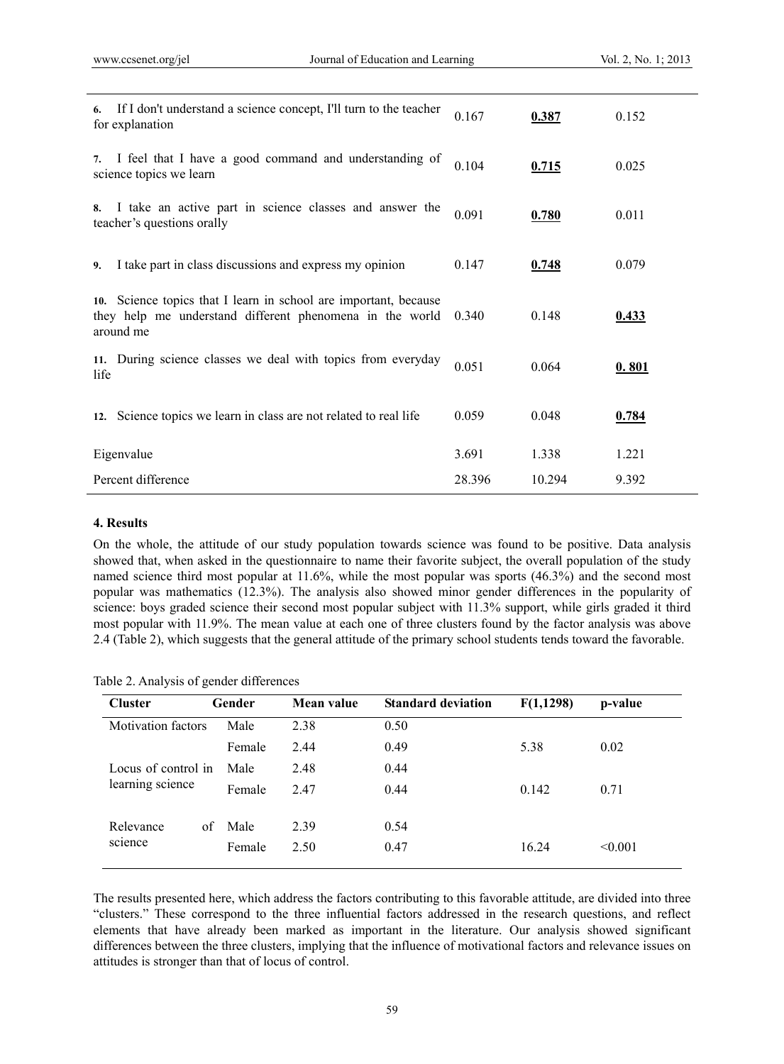| | | | |
|---|---|---|---|
| **6.** If I don't understand a science concept, I'll turn to the teacher for explanation | 0.167 | **0.387** | 0.152 |
| **7.** I feel that I have a good command and understanding of science topics we learn | 0.104 | **0.715** | 0.025 |
| **8.** I take an active part in science classes and answer the teacher's questions orally | 0.091 | **0.780** | 0.011 |
| **9.** I take part in class discussions and express my opinion | 0.147 | **0.748** | 0.079 |
| **10.** Science topics that I learn in school are important, because they help me understand different phenomena in the world around me | 0.340 | 0.148 | **0.433** |
| **11.** During science classes we deal with topics from everyday life | 0.051 | 0.064 | **0. 801** |
| **12.** Science topics we learn in class are not related to real life | 0.059 | 0.048 | **0.784** |
| Eigenvalue | 3.691 | 1.338 | 1.221 |
| Percent difference | 28.396 | 10.294 | 9.392 |

## 4. Results

On the whole, the attitude of our study population towards science was found to be positive. Data analysis showed that, when asked in the questionnaire to name their favorite subject, the overall population of the study named science third most popular at 11.6%, while the most popular was sports (46.3%) and the second most popular was mathematics (12.3%). The analysis also showed minor gender differences in the popularity of science: boys graded science their second most popular subject with 11.3% support, while girls graded it third most popular with 11.9%. The mean value at each one of three clusters found by the factor analysis was above 2.4 (Table 2), which suggests that the general attitude of the primary school students tends toward the favorable.

Table 2. Analysis of gender differences

| Cluster | Gender | Mean value | Standard deviation | $F(1,1298)$ | p-value |
|---|---|---|---|---|---|
| Motivation factors | Male | 2.38 | 0.50 | | |
| | Female | 2.44 | 0.49 | 5.38 | 0.02 |
| Locus of control in learning science | Male | 2.48 | 0.44 | | |
| | Female | 2.47 | 0.44 | 0.142 | 0.71 |
| Relevance of science | Male | 2.39 | 0.54 | | |
| | Female | 2.50 | 0.47 | 16.24 | <0.001 |

The results presented here, which address the factors contributing to this favorable attitude, are divided into three "clusters." These correspond to the three influential factors addressed in the research questions, and reflect elements that have already been marked as important in the literature. Our analysis showed significant differences between the three clusters, implying that the influence of motivational factors and relevance issues on attitudes is stronger than that of locus of control.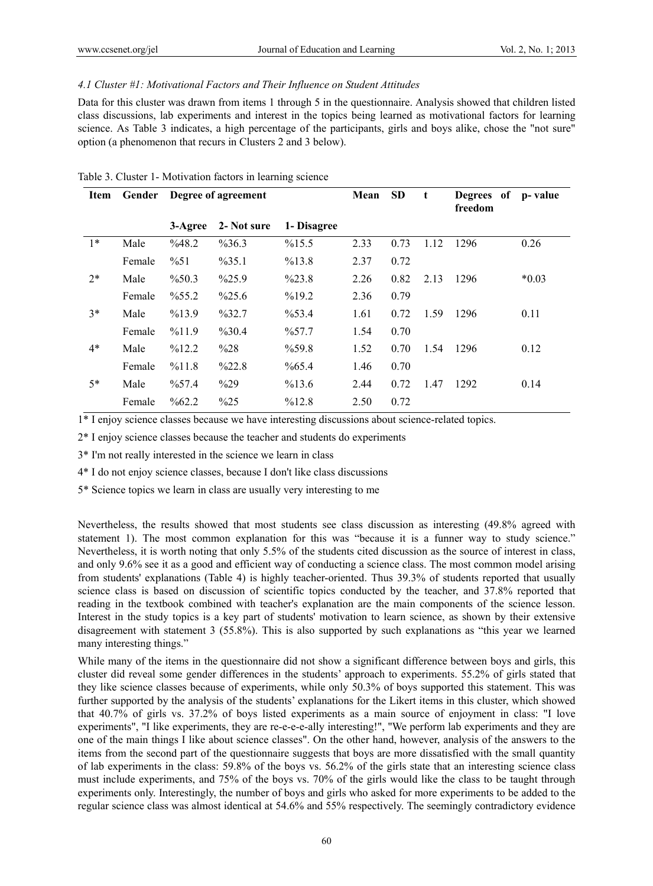*4.1 Cluster #1: Motivational Factors and Their Influence on Student Attitudes*

Data for this cluster was drawn from items 1 through 5 in the questionnaire. Analysis showed that children listed class discussions, lab experiments and interest in the topics being learned as motivational factors for learning science. As Table 3 indicates, a high percentage of the participants, girls and boys alike, chose the "not sure" option (a phenomenon that recurs in Clusters 2 and 3 below).

Table 3. Cluster 1- Motivation factors in learning science

| Item | Gender | Degree of agreement | | | Mean | SD | t | Degrees of freedom | p- value |
|---|---|---|---|---|---|---|---|---|---|
| | | 3-Agree | 2- Not sure | 1- Disagree | | | | | |
| 1* | Male | %48.2 | %36.3 | %15.5 | 2.33 | 0.73 | 1.12 | 1296 | 0.26 |
| | Female | %51 | %35.1 | %13.8 | 2.37 | 0.72 | | | |
| 2* | Male | %50.3 | %25.9 | %23.8 | 2.26 | 0.82 | 2.13 | 1296 | *0.03 |
| | Female | %55.2 | %25.6 | %19.2 | 2.36 | 0.79 | | | |
| 3* | Male | %13.9 | %32.7 | %53.4 | 1.61 | 0.72 | 1.59 | 1296 | 0.11 |
| | Female | %11.9 | %30.4 | %57.7 | 1.54 | 0.70 | | | |
| 4* | Male | %12.2 | %28 | %59.8 | 1.52 | 0.70 | 1.54 | 1296 | 0.12 |
| | Female | %11.8 | %22.8 | %65.4 | 1.46 | 0.70 | | | |
| 5* | Male | %57.4 | %29 | %13.6 | 2.44 | 0.72 | 1.47 | 1292 | 0.14 |
| | Female | %62.2 | %25 | %12.8 | 2.50 | 0.72 | | | |

1* I enjoy science classes because we have interesting discussions about science-related topics.

2* I enjoy science classes because the teacher and students do experiments

3* I'm not really interested in the science we learn in class

4* I do not enjoy science classes, because I don't like class discussions

5* Science topics we learn in class are usually very interesting to me

Nevertheless, the results showed that most students see class discussion as interesting (49.8% agreed with statement 1). The most common explanation for this was "because it is a funner way to study science." Nevertheless, it is worth noting that only 5.5% of the students cited discussion as the source of interest in class, and only 9.6% see it as a good and efficient way of conducting a science class. The most common model arising from students' explanations (Table 4) is highly teacher-oriented. Thus 39.3% of students reported that usually science class is based on discussion of scientific topics conducted by the teacher, and 37.8% reported that reading in the textbook combined with teacher's explanation are the main components of the science lesson. Interest in the study topics is a key part of students' motivation to learn science, as shown by their extensive disagreement with statement 3 (55.8%). This is also supported by such explanations as "this year we learned many interesting things."

While many of the items in the questionnaire did not show a significant difference between boys and girls, this cluster did reveal some gender differences in the students' approach to experiments. 55.2% of girls stated that they like science classes because of experiments, while only 50.3% of boys supported this statement. This was further supported by the analysis of the students' explanations for the Likert items in this cluster, which showed that 40.7% of girls vs. 37.2% of boys listed experiments as a main source of enjoyment in class: "I love experiments", "I like experiments, they are re-e-e-e-ally interesting!", "We perform lab experiments and they are one of the main things I like about science classes". On the other hand, however, analysis of the answers to the items from the second part of the questionnaire suggests that boys are more dissatisfied with the small quantity of lab experiments in the class: 59.8% of the boys vs. 56.2% of the girls state that an interesting science class must include experiments, and 75% of the boys vs. 70% of the girls would like the class to be taught through experiments only. Interestingly, the number of boys and girls who asked for more experiments to be added to the regular science class was almost identical at 54.6% and 55% respectively. The seemingly contradictory evidence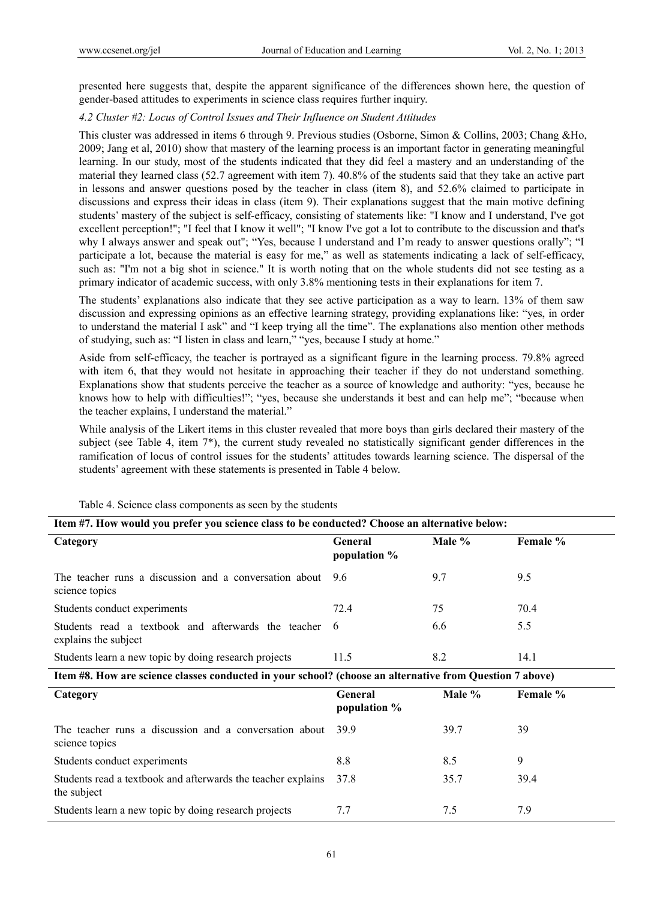presented here suggests that, despite the apparent significance of the differences shown here, the question of gender-based attitudes to experiments in science class requires further inquiry.

*4.2 Cluster #2: Locus of Control Issues and Their Influence on Student Attitudes*

This cluster was addressed in items 6 through 9. Previous studies (Osborne, Simon & Collins, 2003; Chang &Ho, 2009; Jang et al, 2010) show that mastery of the learning process is an important factor in generating meaningful learning. In our study, most of the students indicated that they did feel a mastery and an understanding of the material they learned class (52.7 agreement with item 7). 40.8% of the students said that they take an active part in lessons and answer questions posed by the teacher in class (item 8), and 52.6% claimed to participate in discussions and express their ideas in class (item 9). Their explanations suggest that the main motive defining students' mastery of the subject is self-efficacy, consisting of statements like: "I know and I understand, I've got excellent perception!"; "I feel that I know it well"; "I know I've got a lot to contribute to the discussion and that's why I always answer and speak out"; "Yes, because I understand and I'm ready to answer questions orally"; "I participate a lot, because the material is easy for me," as well as statements indicating a lack of self-efficacy, such as: "I'm not a big shot in science." It is worth noting that on the whole students did not see testing as a primary indicator of academic success, with only 3.8% mentioning tests in their explanations for item 7.

The students' explanations also indicate that they see active participation as a way to learn. 13% of them saw discussion and expressing opinions as an effective learning strategy, providing explanations like: "yes, in order to understand the material I ask" and "I keep trying all the time". The explanations also mention other methods of studying, such as: "I listen in class and learn," "yes, because I study at home."

Aside from self-efficacy, the teacher is portrayed as a significant figure in the learning process. 79.8% agreed with item 6, that they would not hesitate in approaching their teacher if they do not understand something. Explanations show that students perceive the teacher as a source of knowledge and authority: "yes, because he knows how to help with difficulties!"; "yes, because she understands it best and can help me"; "because when the teacher explains, I understand the material."

While analysis of the Likert items in this cluster revealed that more boys than girls declared their mastery of the subject (see Table 4, item 7*), the current study revealed no statistically significant gender differences in the ramification of locus of control issues for the students' attitudes towards learning science. The dispersal of the students' agreement with these statements is presented in Table 4 below.

Table 4. Science class components as seen by the students

| **Item #7. How would you prefer you science class to be conducted? Choose an alternative below:** | | | |
|---|---|---|---|
| **Category** | **General population %** | **Male %** | **Female %** |
| The teacher runs a discussion and a conversation about science topics | 9.6 | 9.7 | 9.5 |
| Students conduct experiments | 72.4 | 75 | 70.4 |
| Students read a textbook and afterwards the teacher explains the subject | 6 | 6.6 | 5.5 |
| Students learn a new topic by doing research projects | 11.5 | 8.2 | 14.1 |
| **Item #8. How are science classes conducted in your school? (choose an alternative from Question 7 above)** | | | |
| **Category** | **General population %** | **Male %** | **Female %** |
| The teacher runs a discussion and a conversation about science topics | 39.9 | 39.7 | 39 |
| Students conduct experiments | 8.8 | 8.5 | 9 |
| Students read a textbook and afterwards the teacher explains the subject | 37.8 | 35.7 | 39.4 |
| Students learn a new topic by doing research projects | 7.7 | 7.5 | 7.9 |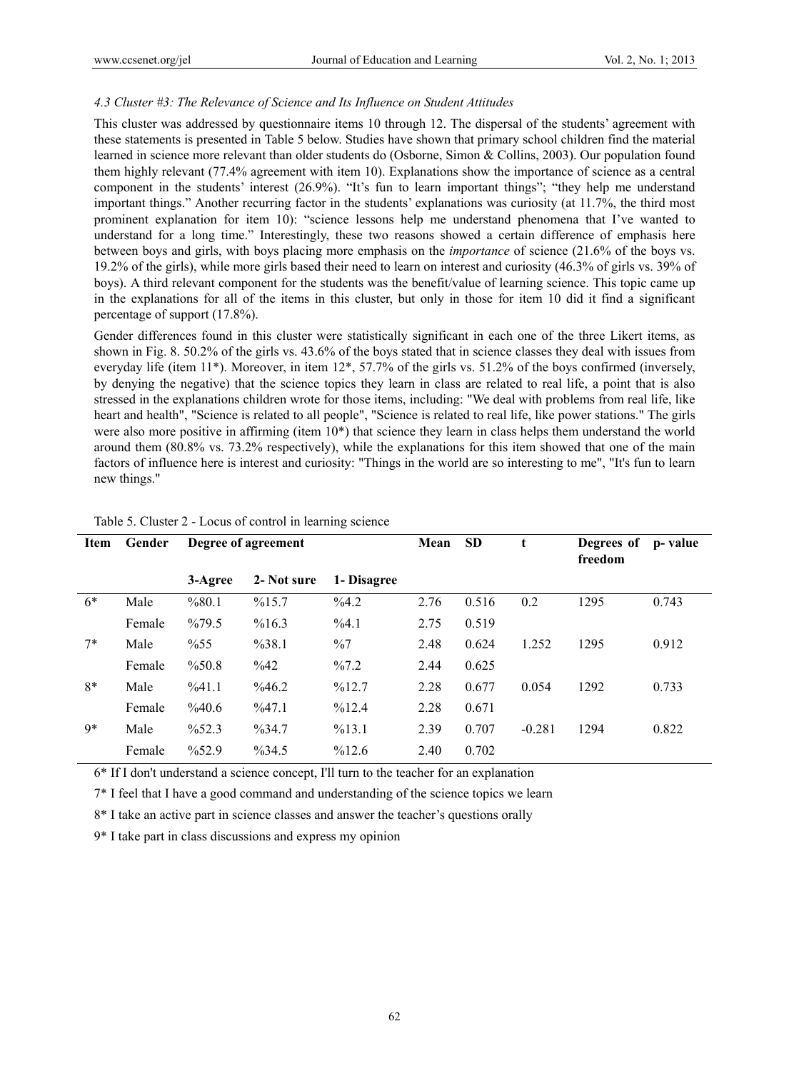*4.3 Cluster #3: The Relevance of Science and Its Influence on Student Attitudes*

This cluster was addressed by questionnaire items 10 through 12. The dispersal of the students' agreement with these statements is presented in Table 5 below. Studies have shown that primary school children find the material learned in science more relevant than older students do (Osborne, Simon & Collins, 2003). Our population found them highly relevant (77.4% agreement with item 10). Explanations show the importance of science as a central component in the students' interest (26.9%). "It's fun to learn important things"; "they help me understand important things." Another recurring factor in the students' explanations was curiosity (at 11.7%, the third most prominent explanation for item 10): "science lessons help me understand phenomena that I've wanted to understand for a long time." Interestingly, these two reasons showed a certain difference of emphasis here between boys and girls, with boys placing more emphasis on the *importance* of science (21.6% of the boys vs. 19.2% of the girls), while more girls based their need to learn on interest and curiosity (46.3% of girls vs. 39% of boys). A third relevant component for the students was the benefit/value of learning science. This topic came up in the explanations for all of the items in this cluster, but only in those for item 10 did it find a significant percentage of support (17.8%).

Gender differences found in this cluster were statistically significant in each one of the three Likert items, as shown in Fig. 8. 50.2% of the girls vs. 43.6% of the boys stated that in science classes they deal with issues from everyday life (item 11*). Moreover, in item 12*, 57.7% of the girls vs. 51.2% of the boys confirmed (inversely, by denying the negative) that the science topics they learn in class are related to real life, a point that is also stressed in the explanations children wrote for those items, including: "We deal with problems from real life, like heart and health", "Science is related to all people", "Science is related to real life, like power stations." The girls were also more positive in affirming (item 10*) that science they learn in class helps them understand the world around them (80.8% vs. 73.2% respectively), while the explanations for this item showed that one of the main factors of influence here is interest and curiosity: "Things in the world are so interesting to me", "It's fun to learn new things."

Table 5. Cluster 2 - Locus of control in learning science

| Item | Gender | Degree of agreement | | | Mean | SD | t | Degrees of freedom | p- value |
|---|---|---|---|---|---|---|---|---|---|
| | | 3-Agree | 2- Not sure | 1- Disagree | | | | | |
| 6* | Male | %80.1 | %15.7 | %4.2 | 2.76 | 0.516 | 0.2 | 1295 | 0.743 |
| | Female | %79.5 | %16.3 | %4.1 | 2.75 | 0.519 | | | |
| 7* | Male | %55 | %38.1 | %7 | 2.48 | 0.624 | 1.252 | 1295 | 0.912 |
| | Female | %50.8 | %42 | %7.2 | 2.44 | 0.625 | | | |
| 8* | Male | %41.1 | %46.2 | %12.7 | 2.28 | 0.677 | 0.054 | 1292 | 0.733 |
| | Female | %40.6 | %47.1 | %12.4 | 2.28 | 0.671 | | | |
| 9* | Male | %52.3 | %34.7 | %13.1 | 2.39 | 0.707 | -0.281 | 1294 | 0.822 |
| | Female | %52.9 | %34.5 | %12.6 | 2.40 | 0.702 | | | |

6* If I don't understand a science concept, I'll turn to the teacher for an explanation

7* I feel that I have a good command and understanding of the science topics we learn

8* I take an active part in science classes and answer the teacher's questions orally

9* I take part in class discussions and express my opinion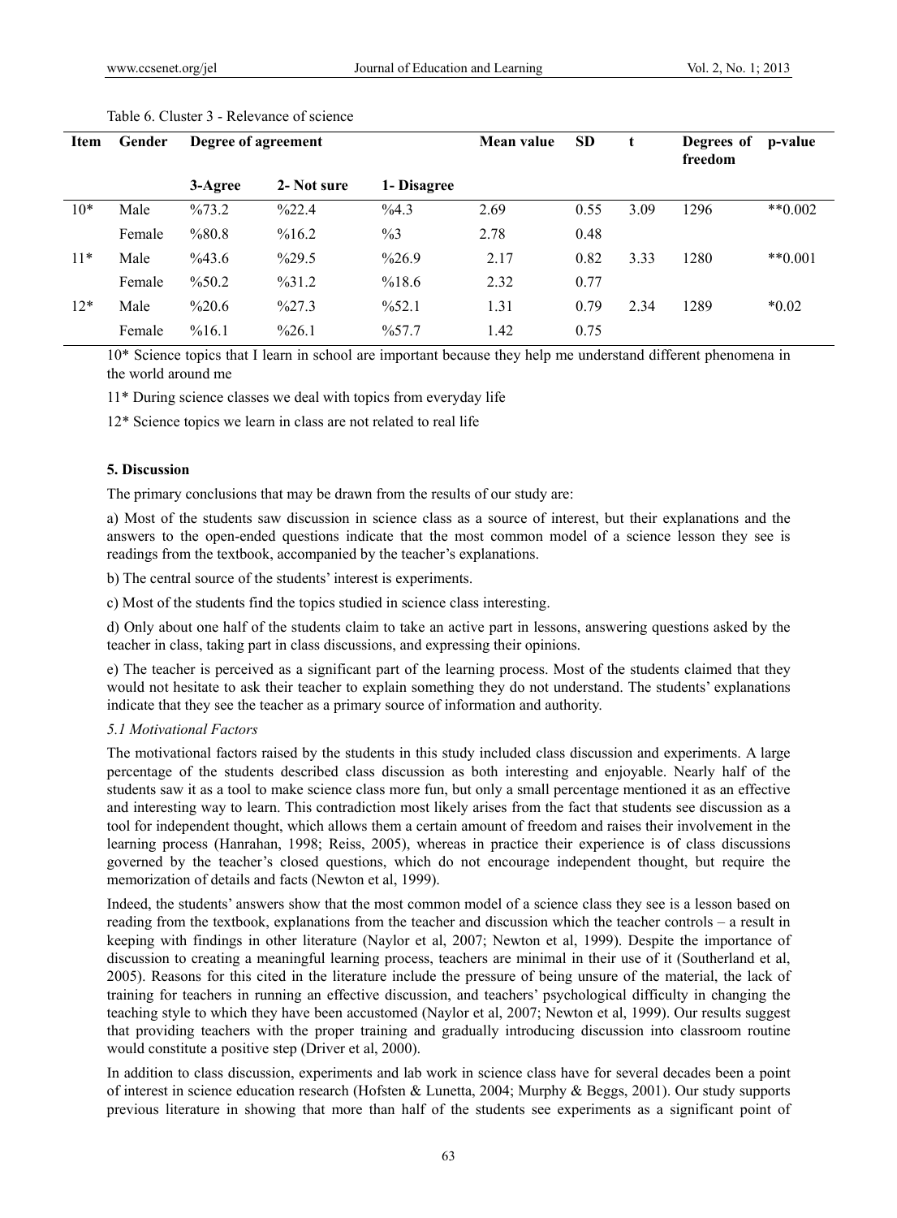Table 6. Cluster 3 - Relevance of science

| Item | Gender | Degree of agreement | | | Mean value | SD | t | Degrees of freedom | p-value |
|---|---|---|---|---|---|---|---|---|---|
| | | 3-Agree | 2- Not sure | 1- Disagree | | | | | |
| 10* | Male | %73.2 | %22.4 | %4.3 | 2.69 | 0.55 | 3.09 | 1296 | **0.002 |
| | Female | %80.8 | %16.2 | %3 | 2.78 | 0.48 | | | |
| 11* | Male | %43.6 | %29.5 | %26.9 | 2.17 | 0.82 | 3.33 | 1280 | **0.001 |
| | Female | %50.2 | %31.2 | %18.6 | 2.32 | 0.77 | | | |
| 12* | Male | %20.6 | %27.3 | %52.1 | 1.31 | 0.79 | 2.34 | 1289 | *0.02 |
| | Female | %16.1 | %26.1 | %57.7 | 1.42 | 0.75 | | | |

10* Science topics that I learn in school are important because they help me understand different phenomena in the world around me

11* During science classes we deal with topics from everyday life

12* Science topics we learn in class are not related to real life

## 5. Discussion

The primary conclusions that may be drawn from the results of our study are:

a) Most of the students saw discussion in science class as a source of interest, but their explanations and the answers to the open-ended questions indicate that the most common model of a science lesson they see is readings from the textbook, accompanied by the teacher's explanations.

b) The central source of the students' interest is experiments.

c) Most of the students find the topics studied in science class interesting.

d) Only about one half of the students claim to take an active part in lessons, answering questions asked by the teacher in class, taking part in class discussions, and expressing their opinions.

e) The teacher is perceived as a significant part of the learning process. Most of the students claimed that they would not hesitate to ask their teacher to explain something they do not understand. The students' explanations indicate that they see the teacher as a primary source of information and authority.

### *5.1 Motivational Factors*

The motivational factors raised by the students in this study included class discussion and experiments. A large percentage of the students described class discussion as both interesting and enjoyable. Nearly half of the students saw it as a tool to make science class more fun, but only a small percentage mentioned it as an effective and interesting way to learn. This contradiction most likely arises from the fact that students see discussion as a tool for independent thought, which allows them a certain amount of freedom and raises their involvement in the learning process (Hanrahan, 1998; Reiss, 2005), whereas in practice their experience is of class discussions governed by the teacher's closed questions, which do not encourage independent thought, but require the memorization of details and facts (Newton et al, 1999).

Indeed, the students' answers show that the most common model of a science class they see is a lesson based on reading from the textbook, explanations from the teacher and discussion which the teacher controls – a result in keeping with findings in other literature (Naylor et al, 2007; Newton et al, 1999). Despite the importance of discussion to creating a meaningful learning process, teachers are minimal in their use of it (Southerland et al, 2005). Reasons for this cited in the literature include the pressure of being unsure of the material, the lack of training for teachers in running an effective discussion, and teachers' psychological difficulty in changing the teaching style to which they have been accustomed (Naylor et al, 2007; Newton et al, 1999). Our results suggest that providing teachers with the proper training and gradually introducing discussion into classroom routine would constitute a positive step (Driver et al, 2000).

In addition to class discussion, experiments and lab work in science class have for several decades been a point of interest in science education research (Hofsten & Lunetta, 2004; Murphy & Beggs, 2001). Our study supports previous literature in showing that more than half of the students see experiments as a significant point of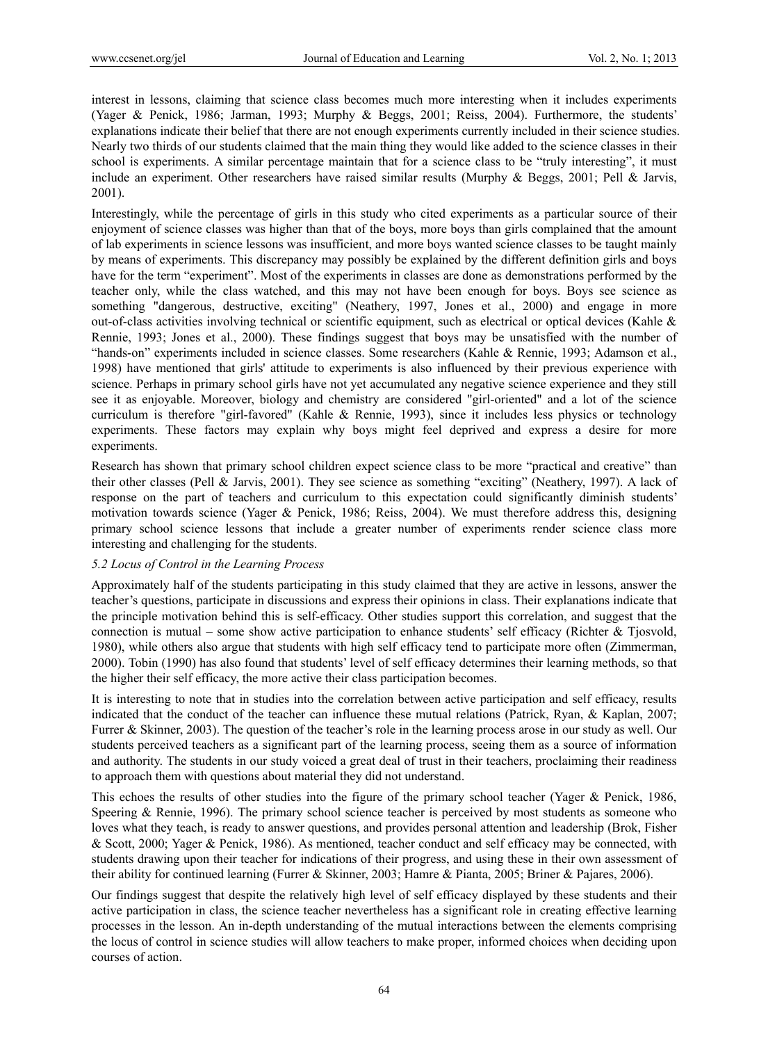interest in lessons, claiming that science class becomes much more interesting when it includes experiments (Yager & Penick, 1986; Jarman, 1993; Murphy & Beggs, 2001; Reiss, 2004). Furthermore, the students' explanations indicate their belief that there are not enough experiments currently included in their science studies. Nearly two thirds of our students claimed that the main thing they would like added to the science classes in their school is experiments. A similar percentage maintain that for a science class to be "truly interesting", it must include an experiment. Other researchers have raised similar results (Murphy & Beggs, 2001; Pell & Jarvis, 2001).

Interestingly, while the percentage of girls in this study who cited experiments as a particular source of their enjoyment of science classes was higher than that of the boys, more boys than girls complained that the amount of lab experiments in science lessons was insufficient, and more boys wanted science classes to be taught mainly by means of experiments. This discrepancy may possibly be explained by the different definition girls and boys have for the term "experiment". Most of the experiments in classes are done as demonstrations performed by the teacher only, while the class watched, and this may not have been enough for boys. Boys see science as something "dangerous, destructive, exciting" (Neathery, 1997, Jones et al., 2000) and engage in more out-of-class activities involving technical or scientific equipment, such as electrical or optical devices (Kahle & Rennie, 1993; Jones et al., 2000). These findings suggest that boys may be unsatisfied with the number of "hands-on" experiments included in science classes. Some researchers (Kahle & Rennie, 1993; Adamson et al., 1998) have mentioned that girls' attitude to experiments is also influenced by their previous experience with science. Perhaps in primary school girls have not yet accumulated any negative science experience and they still see it as enjoyable. Moreover, biology and chemistry are considered "girl-oriented" and a lot of the science curriculum is therefore "girl-favored" (Kahle & Rennie, 1993), since it includes less physics or technology experiments. These factors may explain why boys might feel deprived and express a desire for more experiments.

Research has shown that primary school children expect science class to be more "practical and creative" than their other classes (Pell & Jarvis, 2001). They see science as something "exciting" (Neathery, 1997). A lack of response on the part of teachers and curriculum to this expectation could significantly diminish students' motivation towards science (Yager & Penick, 1986; Reiss, 2004). We must therefore address this, designing primary school science lessons that include a greater number of experiments render science class more interesting and challenging for the students.

### *5.2 Locus of Control in the Learning Process*

Approximately half of the students participating in this study claimed that they are active in lessons, answer the teacher's questions, participate in discussions and express their opinions in class. Their explanations indicate that the principle motivation behind this is self-efficacy. Other studies support this correlation, and suggest that the connection is mutual – some show active participation to enhance students' self efficacy (Richter & Tjosvold, 1980), while others also argue that students with high self efficacy tend to participate more often (Zimmerman, 2000). Tobin (1990) has also found that students' level of self efficacy determines their learning methods, so that the higher their self efficacy, the more active their class participation becomes.

It is interesting to note that in studies into the correlation between active participation and self efficacy, results indicated that the conduct of the teacher can influence these mutual relations (Patrick, Ryan, & Kaplan, 2007; Furrer & Skinner, 2003). The question of the teacher's role in the learning process arose in our study as well. Our students perceived teachers as a significant part of the learning process, seeing them as a source of information and authority. The students in our study voiced a great deal of trust in their teachers, proclaiming their readiness to approach them with questions about material they did not understand.

This echoes the results of other studies into the figure of the primary school teacher (Yager & Penick, 1986, Speering & Rennie, 1996). The primary school science teacher is perceived by most students as someone who loves what they teach, is ready to answer questions, and provides personal attention and leadership (Brok, Fisher & Scott, 2000; Yager & Penick, 1986). As mentioned, teacher conduct and self efficacy may be connected, with students drawing upon their teacher for indications of their progress, and using these in their own assessment of their ability for continued learning (Furrer & Skinner, 2003; Hamre & Pianta, 2005; Briner & Pajares, 2006).

Our findings suggest that despite the relatively high level of self efficacy displayed by these students and their active participation in class, the science teacher nevertheless has a significant role in creating effective learning processes in the lesson. An in-depth understanding of the mutual interactions between the elements comprising the locus of control in science studies will allow teachers to make proper, informed choices when deciding upon courses of action.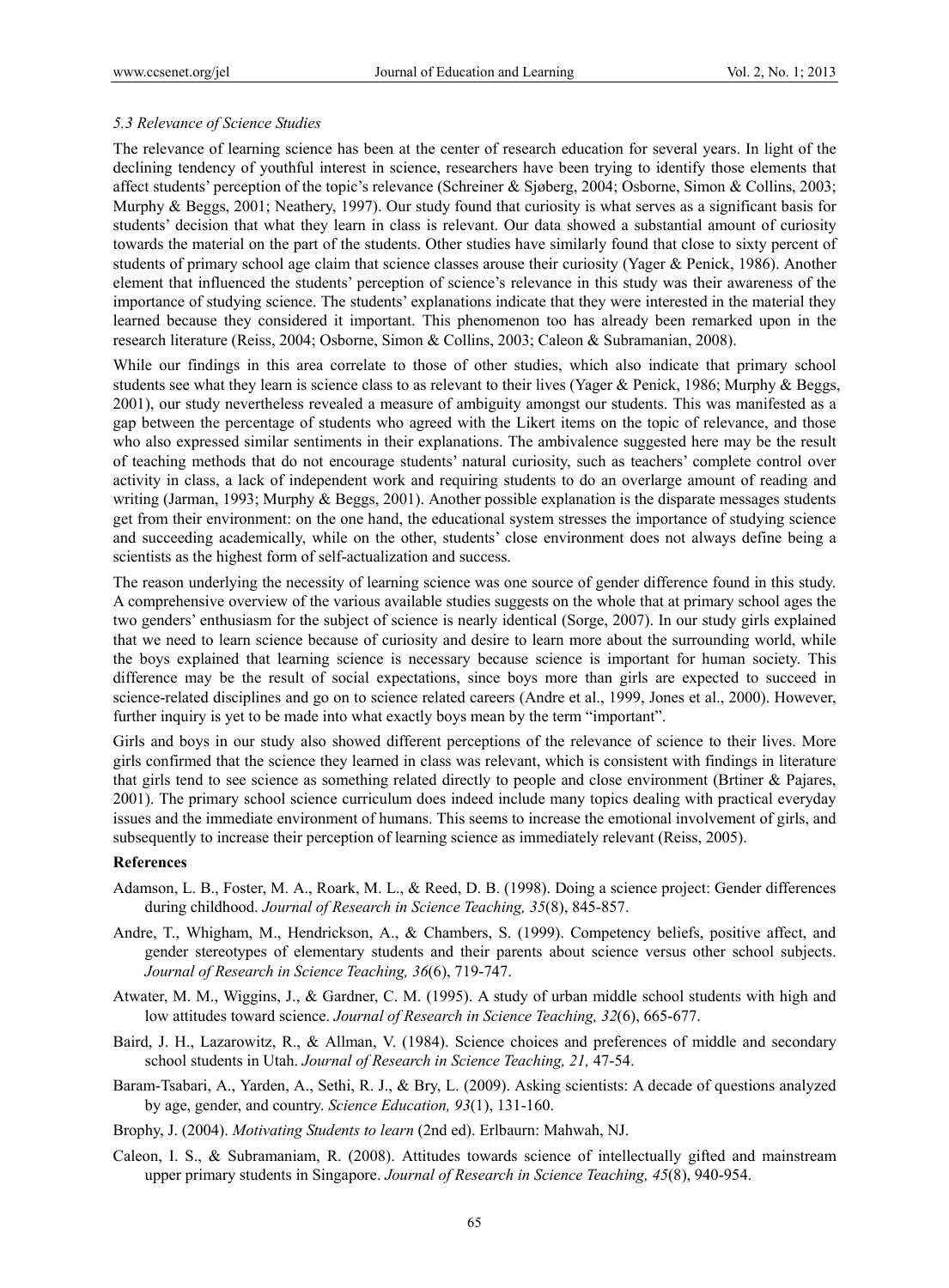### *5.3 Relevance of Science Studies*

The relevance of learning science has been at the center of research education for several years. In light of the declining tendency of youthful interest in science, researchers have been trying to identify those elements that affect students' perception of the topic's relevance (Schreiner & Sjøberg, 2004; Osborne, Simon & Collins, 2003; Murphy & Beggs, 2001; Neathery, 1997). Our study found that curiosity is what serves as a significant basis for students' decision that what they learn in class is relevant. Our data showed a substantial amount of curiosity towards the material on the part of the students. Other studies have similarly found that close to sixty percent of students of primary school age claim that science classes arouse their curiosity (Yager & Penick, 1986). Another element that influenced the students' perception of science's relevance in this study was their awareness of the importance of studying science. The students' explanations indicate that they were interested in the material they learned because they considered it important. This phenomenon too has already been remarked upon in the research literature (Reiss, 2004; Osborne, Simon & Collins, 2003; Caleon & Subramanian, 2008).

While our findings in this area correlate to those of other studies, which also indicate that primary school students see what they learn is science class to as relevant to their lives (Yager & Penick, 1986; Murphy & Beggs, 2001), our study nevertheless revealed a measure of ambiguity amongst our students. This was manifested as a gap between the percentage of students who agreed with the Likert items on the topic of relevance, and those who also expressed similar sentiments in their explanations. The ambivalence suggested here may be the result of teaching methods that do not encourage students' natural curiosity, such as teachers' complete control over activity in class, a lack of independent work and requiring students to do an overlarge amount of reading and writing (Jarman, 1993; Murphy & Beggs, 2001). Another possible explanation is the disparate messages students get from their environment: on the one hand, the educational system stresses the importance of studying science and succeeding academically, while on the other, students' close environment does not always define being a scientists as the highest form of self-actualization and success.

The reason underlying the necessity of learning science was one source of gender difference found in this study. A comprehensive overview of the various available studies suggests on the whole that at primary school ages the two genders' enthusiasm for the subject of science is nearly identical (Sorge, 2007). In our study girls explained that we need to learn science because of curiosity and desire to learn more about the surrounding world, while the boys explained that learning science is necessary because science is important for human society. This difference may be the result of social expectations, since boys more than girls are expected to succeed in science-related disciplines and go on to science related careers (Andre et al., 1999, Jones et al., 2000). However, further inquiry is yet to be made into what exactly boys mean by the term "important".

Girls and boys in our study also showed different perceptions of the relevance of science to their lives. More girls confirmed that the science they learned in class was relevant, which is consistent with findings in literature that girls tend to see science as something related directly to people and close environment (Brtiner & Pajares, 2001). The primary school science curriculum does indeed include many topics dealing with practical everyday issues and the immediate environment of humans. This seems to increase the emotional involvement of girls, and subsequently to increase their perception of learning science as immediately relevant (Reiss, 2005).

## References

Adamson, L. B., Foster, M. A., Roark, M. L., & Reed, D. B. (1998). Doing a science project: Gender differences during childhood. *Journal of Research in Science Teaching, 35*(8), 845-857.

Andre, T., Whigham, M., Hendrickson, A., & Chambers, S. (1999). Competency beliefs, positive affect, and gender stereotypes of elementary students and their parents about science versus other school subjects. *Journal of Research in Science Teaching, 36*(6), 719-747.

Atwater, M. M., Wiggins, J., & Gardner, C. M. (1995). A study of urban middle school students with high and low attitudes toward science. *Journal of Research in Science Teaching, 32*(6), 665-677.

Baird, J. H., Lazarowitz, R., & Allman, V. (1984). Science choices and preferences of middle and secondary school students in Utah. *Journal of Research in Science Teaching, 21,* 47-54.

Baram-Tsabari, A., Yarden, A., Sethi, R. J., & Bry, L. (2009). Asking scientists: A decade of questions analyzed by age, gender, and country. *Science Education, 93*(1), 131-160.

Brophy, J. (2004). *Motivating Students to learn* (2nd ed). Erlbaurn: Mahwah, NJ.

Caleon, I. S., & Subramaniam, R. (2008). Attitudes towards science of intellectually gifted and mainstream upper primary students in Singapore. *Journal of Research in Science Teaching, 45*(8), 940-954.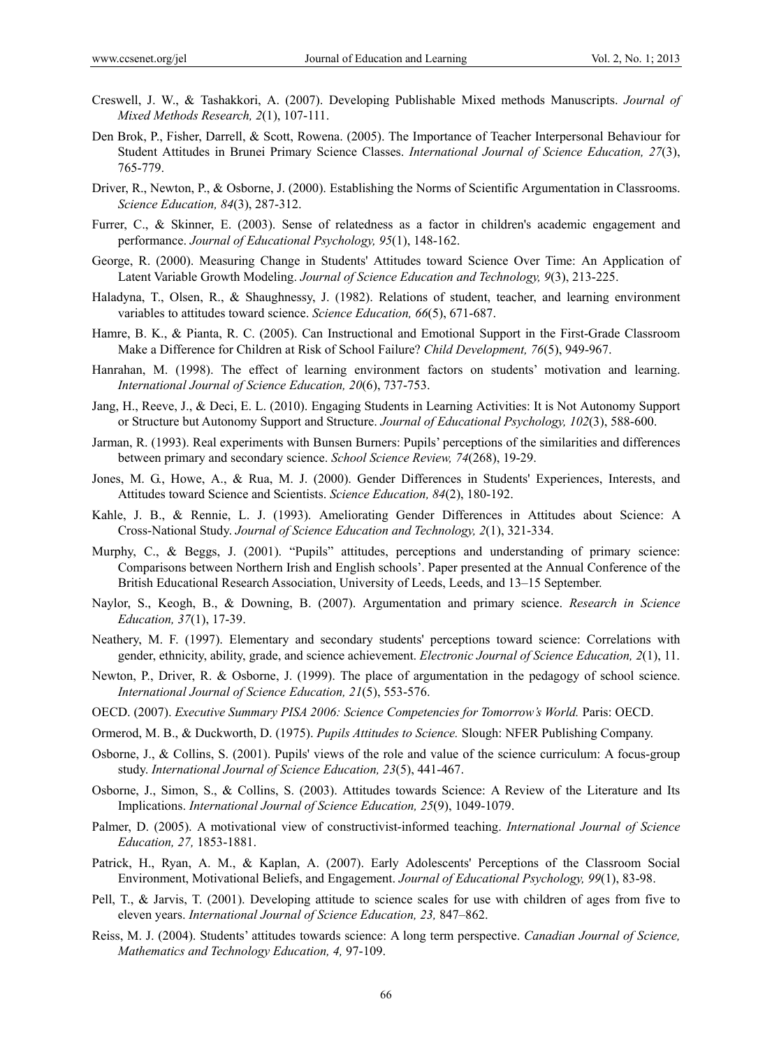Creswell, J. W., & Tashakkori, A. (2007). Developing Publishable Mixed methods Manuscripts. *Journal of Mixed Methods Research, 2*(1), 107-111.

Den Brok, P., Fisher, Darrell, & Scott, Rowena. (2005). The Importance of Teacher Interpersonal Behaviour for Student Attitudes in Brunei Primary Science Classes. *International Journal of Science Education, 27*(3), 765-779.

Driver, R., Newton, P., & Osborne, J. (2000). Establishing the Norms of Scientific Argumentation in Classrooms. *Science Education, 84*(3), 287-312.

Furrer, C., & Skinner, E. (2003). Sense of relatedness as a factor in children's academic engagement and performance. *Journal of Educational Psychology, 95*(1), 148-162.

George, R. (2000). Measuring Change in Students' Attitudes toward Science Over Time: An Application of Latent Variable Growth Modeling. *Journal of Science Education and Technology, 9*(3), 213-225.

Haladyna, T., Olsen, R., & Shaughnessy, J. (1982). Relations of student, teacher, and learning environment variables to attitudes toward science. *Science Education, 66*(5), 671-687.

Hamre, B. K., & Pianta, R. C. (2005). Can Instructional and Emotional Support in the First-Grade Classroom Make a Difference for Children at Risk of School Failure? *Child Development, 76*(5), 949-967.

Hanrahan, M. (1998). The effect of learning environment factors on students' motivation and learning. *International Journal of Science Education, 20*(6), 737-753.

Jang, H., Reeve, J., & Deci, E. L. (2010). Engaging Students in Learning Activities: It is Not Autonomy Support or Structure but Autonomy Support and Structure. *Journal of Educational Psychology, 102*(3), 588-600.

Jarman, R. (1993). Real experiments with Bunsen Burners: Pupils' perceptions of the similarities and differences between primary and secondary science. *School Science Review, 74*(268), 19-29.

Jones, M. G., Howe, A., & Rua, M. J. (2000). Gender Differences in Students' Experiences, Interests, and Attitudes toward Science and Scientists. *Science Education, 84*(2), 180-192.

Kahle, J. B., & Rennie, L. J. (1993). Ameliorating Gender Differences in Attitudes about Science: A Cross-National Study. *Journal of Science Education and Technology, 2*(1), 321-334.

Murphy, C., & Beggs, J. (2001). "Pupils" attitudes, perceptions and understanding of primary science: Comparisons between Northern Irish and English schools'. Paper presented at the Annual Conference of the British Educational Research Association, University of Leeds, Leeds, and 13–15 September.

Naylor, S., Keogh, B., & Downing, B. (2007). Argumentation and primary science. *Research in Science Education, 37*(1), 17-39.

Neathery, M. F. (1997). Elementary and secondary students' perceptions toward science: Correlations with gender, ethnicity, ability, grade, and science achievement. *Electronic Journal of Science Education, 2*(1), 11.

Newton, P., Driver, R. & Osborne, J. (1999). The place of argumentation in the pedagogy of school science. *International Journal of Science Education, 21*(5), 553-576.

OECD. (2007). *Executive Summary PISA 2006: Science Competencies for Tomorrow's World.* Paris: OECD.

Ormerod, M. B., & Duckworth, D. (1975). *Pupils Attitudes to Science.* Slough: NFER Publishing Company.

Osborne, J., & Collins, S. (2001). Pupils' views of the role and value of the science curriculum: A focus-group study. *International Journal of Science Education, 23*(5), 441-467.

Osborne, J., Simon, S., & Collins, S. (2003). Attitudes towards Science: A Review of the Literature and Its Implications. *International Journal of Science Education, 25*(9), 1049-1079.

Palmer, D. (2005). A motivational view of constructivist-informed teaching. *International Journal of Science Education, 27,* 1853-1881.

Patrick, H., Ryan, A. M., & Kaplan, A. (2007). Early Adolescents' Perceptions of the Classroom Social Environment, Motivational Beliefs, and Engagement. *Journal of Educational Psychology, 99*(1), 83-98.

Pell, T., & Jarvis, T. (2001). Developing attitude to science scales for use with children of ages from five to eleven years. *International Journal of Science Education, 23,* 847–862.

Reiss, M. J. (2004). Students' attitudes towards science: A long term perspective. *Canadian Journal of Science, Mathematics and Technology Education, 4,* 97-109.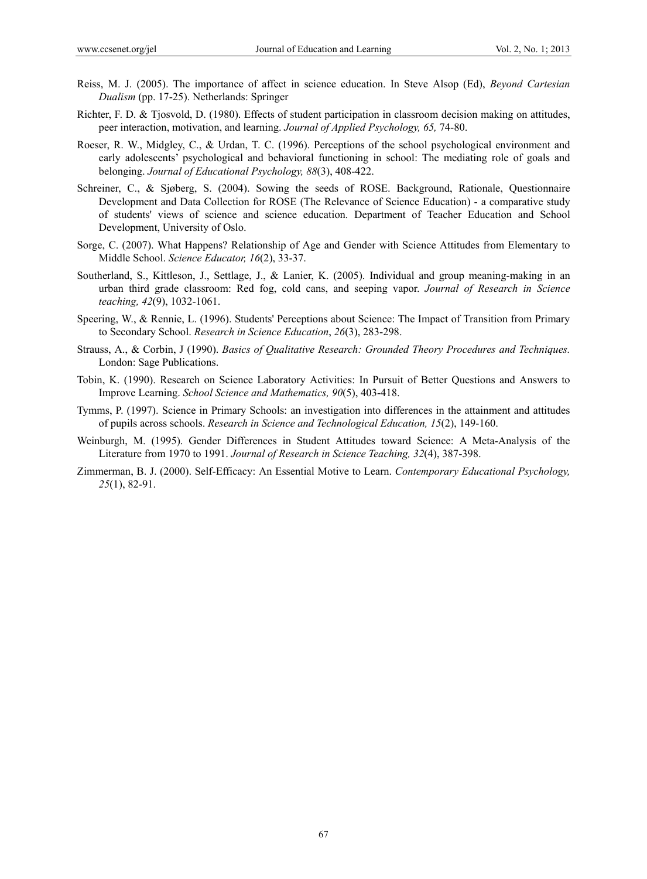Reiss, M. J. (2005). The importance of affect in science education. In Steve Alsop (Ed), *Beyond Cartesian Dualism* (pp. 17-25). Netherlands: Springer

Richter, F. D. & Tjosvold, D. (1980). Effects of student participation in classroom decision making on attitudes, peer interaction, motivation, and learning. *Journal of Applied Psychology, 65,* 74-80.

Roeser, R. W., Midgley, C., & Urdan, T. C. (1996). Perceptions of the school psychological environment and early adolescents' psychological and behavioral functioning in school: The mediating role of goals and belonging. *Journal of Educational Psychology, 88*(3), 408-422.

Schreiner, C., & Sjøberg, S. (2004). Sowing the seeds of ROSE. Background, Rationale, Questionnaire Development and Data Collection for ROSE (The Relevance of Science Education) - a comparative study of students' views of science and science education. Department of Teacher Education and School Development, University of Oslo.

Sorge, C. (2007). What Happens? Relationship of Age and Gender with Science Attitudes from Elementary to Middle School. *Science Educator, 16*(2), 33-37.

Southerland, S., Kittleson, J., Settlage, J., & Lanier, K. (2005). Individual and group meaning-making in an urban third grade classroom: Red fog, cold cans, and seeping vapor. *Journal of Research in Science teaching, 42*(9), 1032-1061.

Speering, W., & Rennie, L. (1996). Students' Perceptions about Science: The Impact of Transition from Primary to Secondary School. *Research in Science Education*, *26*(3), 283-298.

Strauss, A., & Corbin, J (1990). *Basics of Qualitative Research: Grounded Theory Procedures and Techniques.* London: Sage Publications.

Tobin, K. (1990). Research on Science Laboratory Activities: In Pursuit of Better Questions and Answers to Improve Learning. *School Science and Mathematics, 90*(5), 403-418.

Tymms, P. (1997). Science in Primary Schools: an investigation into differences in the attainment and attitudes of pupils across schools. *Research in Science and Technological Education, 15*(2), 149-160.

Weinburgh, M. (1995). Gender Differences in Student Attitudes toward Science: A Meta-Analysis of the Literature from 1970 to 1991. *Journal of Research in Science Teaching, 32*(4), 387-398.

Zimmerman, B. J. (2000). Self-Efficacy: An Essential Motive to Learn. *Contemporary Educational Psychology, 25*(1), 82-91.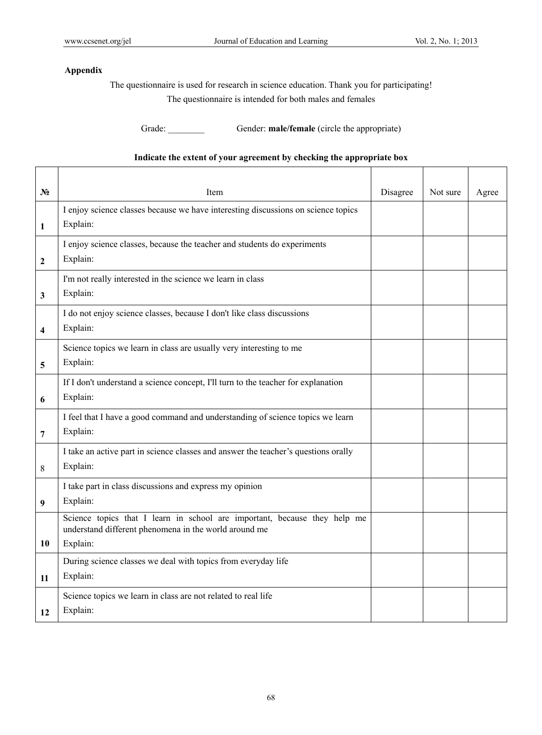**Appendix**

The questionnaire is used for research in science education. Thank you for participating!

The questionnaire is intended for both males and females

Grade: ________ Gender: **male/female** (circle the appropriate)

**Indicate the extent of your agreement by checking the appropriate box**

| № | Item | Disagree | Not sure | Agree |
|---|---|---|---|---|
| **1** | I enjoy science classes because we have interesting discussions on science topics<br>Explain: | | | |
| **2** | I enjoy science classes, because the teacher and students do experiments<br>Explain: | | | |
| **3** | I'm not really interested in the science we learn in class<br>Explain: | | | |
| **4** | I do not enjoy science classes, because I don't like class discussions<br>Explain: | | | |
| **5** | Science topics we learn in class are usually very interesting to me<br>Explain: | | | |
| **6** | If I don't understand a science concept, I'll turn to the teacher for explanation<br>Explain: | | | |
| **7** | I feel that I have a good command and understanding of science topics we learn<br>Explain: | | | |
| 8 | I take an active part in science classes and answer the teacher's questions orally<br>Explain: | | | |
| **9** | I take part in class discussions and express my opinion<br>Explain: | | | |
| **10** | Science topics that I learn in school are important, because they help me understand different phenomena in the world around me<br>Explain: | | | |
| **11** | During science classes we deal with topics from everyday life<br>Explain: | | | |
| **12** | Science topics we learn in class are not related to real life<br>Explain: | | | |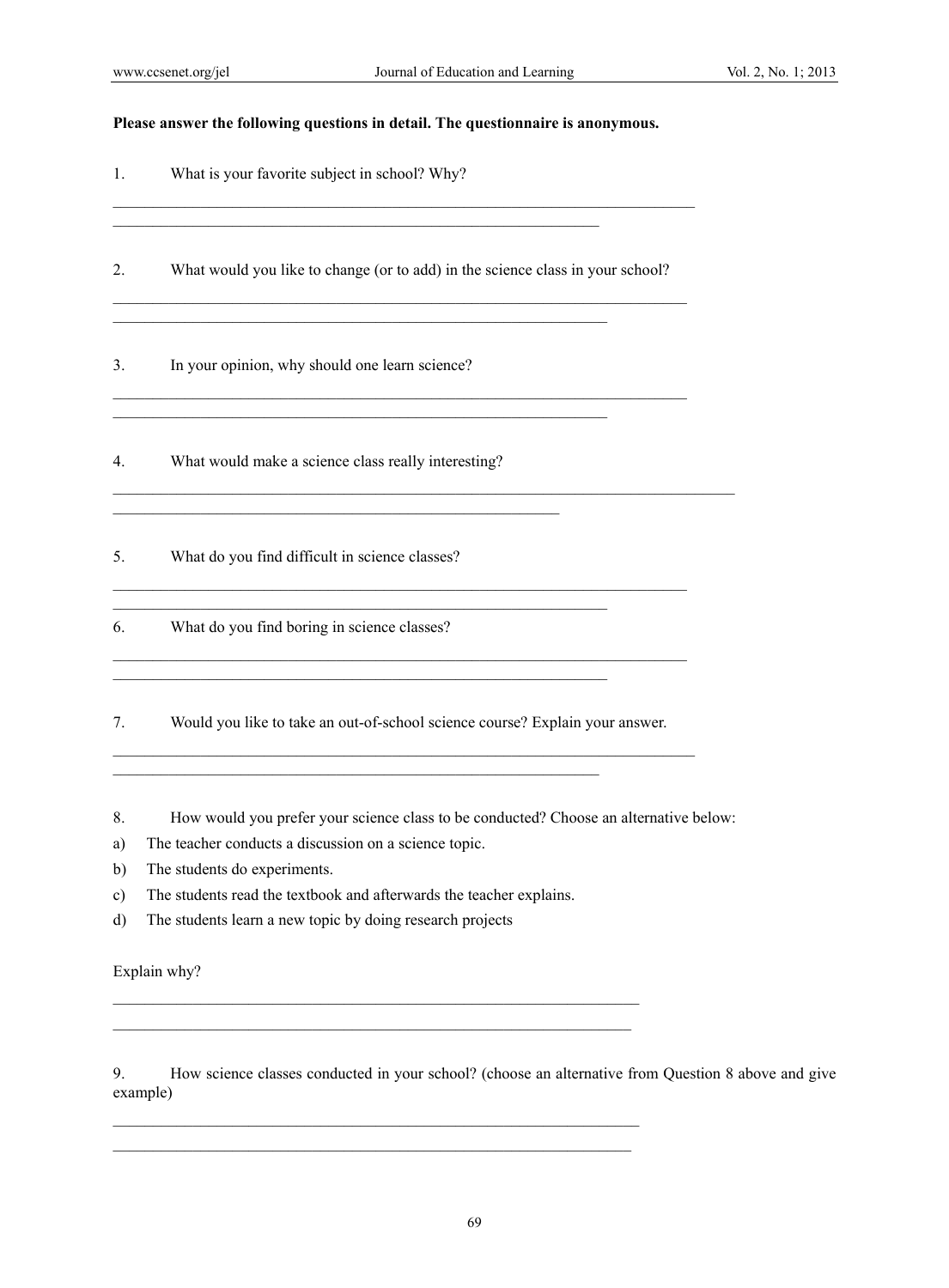**Please answer the following questions in detail. The questionnaire is anonymous.**

1. What is your favorite subject in school? Why?

___________________________________________________________________________
_______________________________________________________________

2. What would you like to change (or to add) in the science class in your school?

___________________________________________________________________________
_______________________________________________________________

3. In your opinion, why should one learn science?

___________________________________________________________________________
_______________________________________________________________

4. What would make a science class really interesting?

_________________________________________________________________________________
__________________________________________________________

5. What do you find difficult in science classes?

___________________________________________________________________________
_______________________________________________________________

6. What do you find boring in science classes?

___________________________________________________________________________
_______________________________________________________________

7. Would you like to take an out-of-school science course? Explain your answer.

___________________________________________________________________________
_______________________________________________________________

8. How would you prefer your science class to be conducted? Choose an alternative below:

a) The teacher conducts a discussion on a science topic.

b) The students do experiments.

c) The students read the textbook and afterwards the teacher explains.

d) The students learn a new topic by doing research projects

Explain why?

_____________________________________________________________________
____________________________________________________________________

9. How science classes conducted in your school? (choose an alternative from Question 8 above and give example)

_____________________________________________________________________
____________________________________________________________________